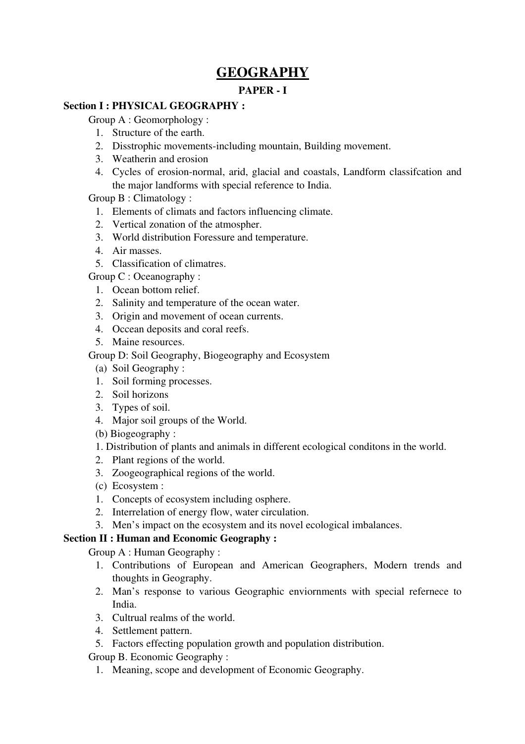# GEOGRAPHY

## PAPER - I

### Section I : PHYSICAL GEOGRAPHY :

Group A : Geomorphology :

1. Structure of the earth.
2. Disstrophic movements-including mountain, Building movement.
3. Weatherin and erosion
4. Cycles of erosion-normal, arid, glacial and coastals, Landform classifcation and the major landforms with special reference to India.

Group B : Climatology :

1. Elements of climats and factors influencing climate.
2. Vertical zonation of the atmospher.
3. World distribution Foressure and temperature.
4. Air masses.
5. Classification of climatres.

Group C : Oceanography :

1. Ocean bottom relief.
2. Salinity and temperature of the ocean water.
3. Origin and movement of ocean currents.
4. Occean deposits and coral reefs.
5. Maine resources.

Group D: Soil Geography, Biogeography and Ecosystem

(a) Soil Geography :

1. Soil forming processes.
2. Soil horizons
3. Types of soil.
4. Major soil groups of the World.

(b) Biogeography :

1. Distribution of plants and animals in different ecological conditons in the world.
2. Plant regions of the world.
3. Zoogeographical regions of the world.

(c) Ecosystem :

1. Concepts of ecosystem including osphere.
2. Interrelation of energy flow, water circulation.
3. Men's impact on the ecosystem and its novel ecological imbalances.

### Section II : Human and Economic Geography :

Group A : Human Geography :

1. Contributions of European and American Geographers, Modern trends and thoughts in Geography.
2. Man's response to various Geographic enviornments with special refernece to India.
3. Cultrual realms of the world.
4. Settlement pattern.
5. Factors effecting population growth and population distribution.

Group B. Economic Geography :

1. Meaning, scope and development of Economic Geography.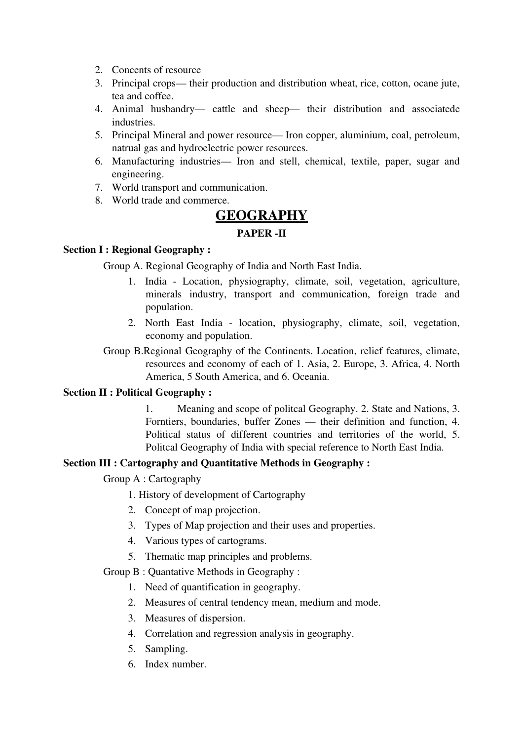2. Concents of resource
3. Principal crops— their production and distribution wheat, rice, cotton, ocane jute, tea and coffee.
4. Animal husbandry— cattle and sheep— their distribution and associatede industries.
5. Principal Mineral and power resource— Iron copper, aluminium, coal, petroleum, natrual gas and hydroelectric power resources.
6. Manufacturing industries— Iron and stell, chemical, textile, paper, sugar and engineering.
7. World transport and communication.
8. World trade and commerce.

# GEOGRAPHY

## PAPER -II

**Section I : Regional Geography :**

Group A. Regional Geography of India and North East India.

1. India - Location, physiography, climate, soil, vegetation, agriculture, minerals industry, transport and communication, foreign trade and population.
2. North East India - location, physiography, climate, soil, vegetation, economy and population.

Group B.Regional Geography of the Continents. Location, relief features, climate, resources and economy of each of 1. Asia, 2. Europe, 3. Africa, 4. North America, 5 South America, and 6. Oceania.

**Section II : Political Geography :**

1. Meaning and scope of politcal Geography. 2. State and Nations, 3. Forntiers, boundaries, buffer Zones — their definition and function, 4. Political status of different countries and territories of the world, 5. Politcal Geography of India with special reference to North East India.

**Section III : Cartography and Quantitative Methods in Geography :**

Group A : Cartography

1. History of development of Cartography
2. Concept of map projection.
3. Types of Map projection and their uses and properties.
4. Various types of cartograms.
5. Thematic map principles and problems.

Group B : Quantative Methods in Geography :

1. Need of quantification in geography.
2. Measures of central tendency mean, medium and mode.
3. Measures of dispersion.
4. Correlation and regression analysis in geography.
5. Sampling.
6. Index number.